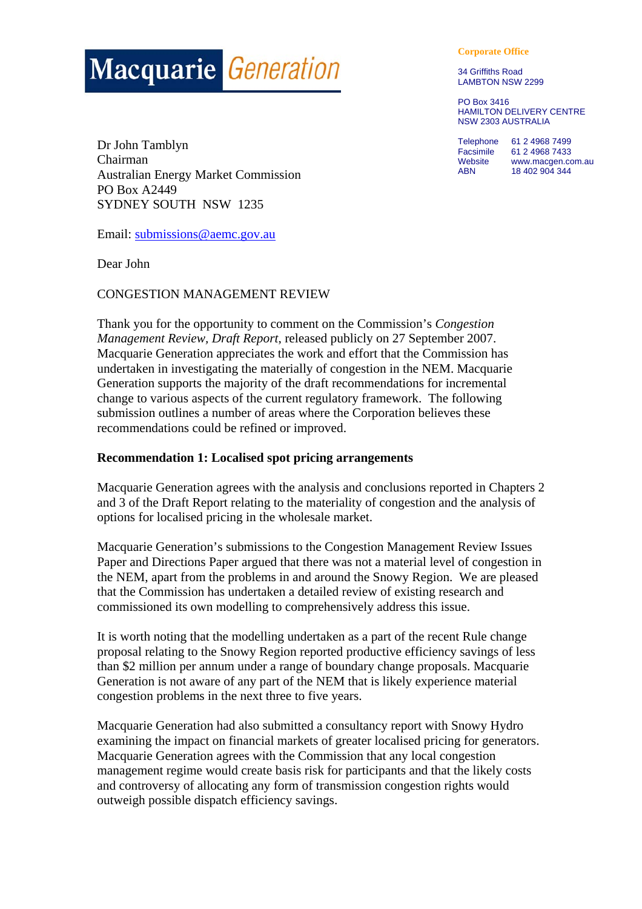Macquarie Generation

**Corporate Office**

34 Griffiths Road
LAMBTON NSW 2299

PO Box 3416
HAMILTON DELIVERY CENTRE
NSW 2303 AUSTRALIA

| | |
|---|---|
| Telephone | 61 2 4968 7499 |
| Facsimile | 61 2 4968 7433 |
| Website | www.macgen.com.au |
| ABN | 18 402 904 344 |

Dr John Tamblyn
Chairman
Australian Energy Market Commission
PO Box A2449
SYDNEY SOUTH NSW 1235

Email: submissions@aemc.gov.au

Dear John

CONGESTION MANAGEMENT REVIEW

Thank you for the opportunity to comment on the Commission's *Congestion Management Review, Draft Report*, released publicly on 27 September 2007. Macquarie Generation appreciates the work and effort that the Commission has undertaken in investigating the materially of congestion in the NEM. Macquarie Generation supports the majority of the draft recommendations for incremental change to various aspects of the current regulatory framework. The following submission outlines a number of areas where the Corporation believes these recommendations could be refined or improved.

**Recommendation 1: Localised spot pricing arrangements**

Macquarie Generation agrees with the analysis and conclusions reported in Chapters 2 and 3 of the Draft Report relating to the materiality of congestion and the analysis of options for localised pricing in the wholesale market.

Macquarie Generation's submissions to the Congestion Management Review Issues Paper and Directions Paper argued that there was not a material level of congestion in the NEM, apart from the problems in and around the Snowy Region. We are pleased that the Commission has undertaken a detailed review of existing research and commissioned its own modelling to comprehensively address this issue.

It is worth noting that the modelling undertaken as a part of the recent Rule change proposal relating to the Snowy Region reported productive efficiency savings of less than $2 million per annum under a range of boundary change proposals. Macquarie Generation is not aware of any part of the NEM that is likely experience material congestion problems in the next three to five years.

Macquarie Generation had also submitted a consultancy report with Snowy Hydro examining the impact on financial markets of greater localised pricing for generators. Macquarie Generation agrees with the Commission that any local congestion management regime would create basis risk for participants and that the likely costs and controversy of allocating any form of transmission congestion rights would outweigh possible dispatch efficiency savings.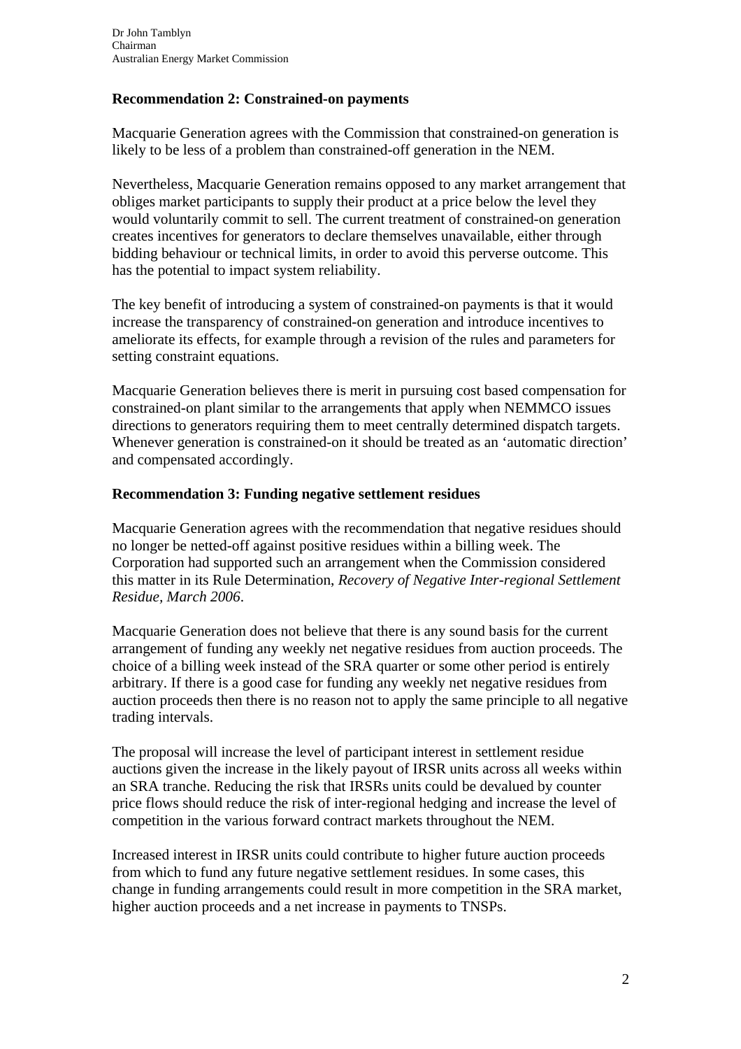**Recommendation 2: Constrained-on payments**

Macquarie Generation agrees with the Commission that constrained-on generation is likely to be less of a problem than constrained-off generation in the NEM.

Nevertheless, Macquarie Generation remains opposed to any market arrangement that obliges market participants to supply their product at a price below the level they would voluntarily commit to sell. The current treatment of constrained-on generation creates incentives for generators to declare themselves unavailable, either through bidding behaviour or technical limits, in order to avoid this perverse outcome. This has the potential to impact system reliability.

The key benefit of introducing a system of constrained-on payments is that it would increase the transparency of constrained-on generation and introduce incentives to ameliorate its effects, for example through a revision of the rules and parameters for setting constraint equations.

Macquarie Generation believes there is merit in pursuing cost based compensation for constrained-on plant similar to the arrangements that apply when NEMMCO issues directions to generators requiring them to meet centrally determined dispatch targets. Whenever generation is constrained-on it should be treated as an 'automatic direction' and compensated accordingly.

**Recommendation 3: Funding negative settlement residues**

Macquarie Generation agrees with the recommendation that negative residues should no longer be netted-off against positive residues within a billing week. The Corporation had supported such an arrangement when the Commission considered this matter in its Rule Determination, *Recovery of Negative Inter-regional Settlement Residue, March 2006*.

Macquarie Generation does not believe that there is any sound basis for the current arrangement of funding any weekly net negative residues from auction proceeds. The choice of a billing week instead of the SRA quarter or some other period is entirely arbitrary. If there is a good case for funding any weekly net negative residues from auction proceeds then there is no reason not to apply the same principle to all negative trading intervals.

The proposal will increase the level of participant interest in settlement residue auctions given the increase in the likely payout of IRSR units across all weeks within an SRA tranche. Reducing the risk that IRSRs units could be devalued by counter price flows should reduce the risk of inter-regional hedging and increase the level of competition in the various forward contract markets throughout the NEM.

Increased interest in IRSR units could contribute to higher future auction proceeds from which to fund any future negative settlement residues. In some cases, this change in funding arrangements could result in more competition in the SRA market, higher auction proceeds and a net increase in payments to TNSPs.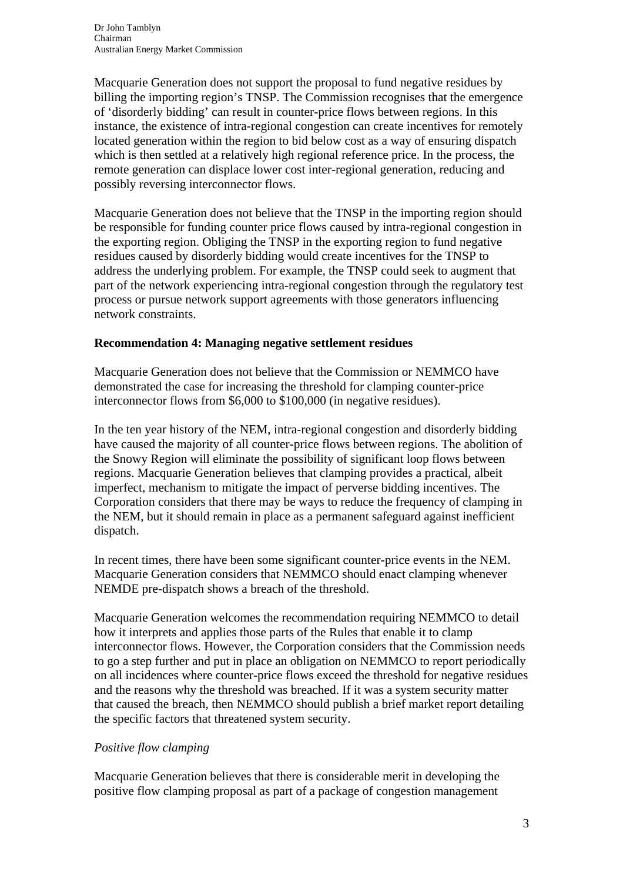Macquarie Generation does not support the proposal to fund negative residues by billing the importing region's TNSP. The Commission recognises that the emergence of 'disorderly bidding' can result in counter-price flows between regions. In this instance, the existence of intra-regional congestion can create incentives for remotely located generation within the region to bid below cost as a way of ensuring dispatch which is then settled at a relatively high regional reference price. In the process, the remote generation can displace lower cost inter-regional generation, reducing and possibly reversing interconnector flows.

Macquarie Generation does not believe that the TNSP in the importing region should be responsible for funding counter price flows caused by intra-regional congestion in the exporting region. Obliging the TNSP in the exporting region to fund negative residues caused by disorderly bidding would create incentives for the TNSP to address the underlying problem. For example, the TNSP could seek to augment that part of the network experiencing intra-regional congestion through the regulatory test process or pursue network support agreements with those generators influencing network constraints.

**Recommendation 4: Managing negative settlement residues**

Macquarie Generation does not believe that the Commission or NEMMCO have demonstrated the case for increasing the threshold for clamping counter-price interconnector flows from $6,000 to $100,000 (in negative residues).

In the ten year history of the NEM, intra-regional congestion and disorderly bidding have caused the majority of all counter-price flows between regions. The abolition of the Snowy Region will eliminate the possibility of significant loop flows between regions. Macquarie Generation believes that clamping provides a practical, albeit imperfect, mechanism to mitigate the impact of perverse bidding incentives. The Corporation considers that there may be ways to reduce the frequency of clamping in the NEM, but it should remain in place as a permanent safeguard against inefficient dispatch.

In recent times, there have been some significant counter-price events in the NEM. Macquarie Generation considers that NEMMCO should enact clamping whenever NEMDE pre-dispatch shows a breach of the threshold.

Macquarie Generation welcomes the recommendation requiring NEMMCO to detail how it interprets and applies those parts of the Rules that enable it to clamp interconnector flows. However, the Corporation considers that the Commission needs to go a step further and put in place an obligation on NEMMCO to report periodically on all incidences where counter-price flows exceed the threshold for negative residues and the reasons why the threshold was breached. If it was a system security matter that caused the breach, then NEMMCO should publish a brief market report detailing the specific factors that threatened system security.

*Positive flow clamping*

Macquarie Generation believes that there is considerable merit in developing the positive flow clamping proposal as part of a package of congestion management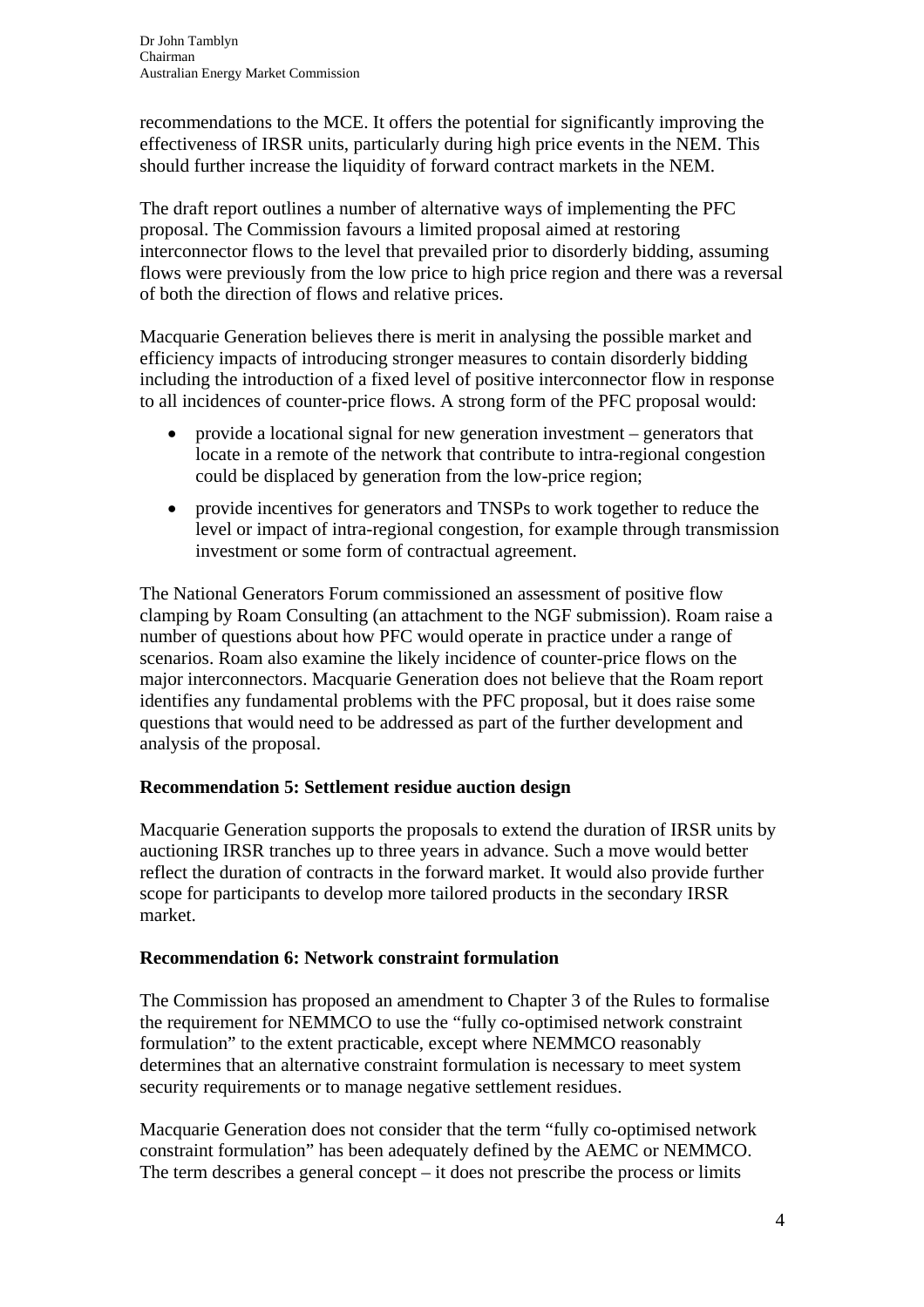recommendations to the MCE. It offers the potential for significantly improving the effectiveness of IRSR units, particularly during high price events in the NEM. This should further increase the liquidity of forward contract markets in the NEM.

The draft report outlines a number of alternative ways of implementing the PFC proposal. The Commission favours a limited proposal aimed at restoring interconnector flows to the level that prevailed prior to disorderly bidding, assuming flows were previously from the low price to high price region and there was a reversal of both the direction of flows and relative prices.

Macquarie Generation believes there is merit in analysing the possible market and efficiency impacts of introducing stronger measures to contain disorderly bidding including the introduction of a fixed level of positive interconnector flow in response to all incidences of counter-price flows. A strong form of the PFC proposal would:

- provide a locational signal for new generation investment – generators that locate in a remote of the network that contribute to intra-regional congestion could be displaced by generation from the low-price region;
- provide incentives for generators and TNSPs to work together to reduce the level or impact of intra-regional congestion, for example through transmission investment or some form of contractual agreement.

The National Generators Forum commissioned an assessment of positive flow clamping by Roam Consulting (an attachment to the NGF submission). Roam raise a number of questions about how PFC would operate in practice under a range of scenarios. Roam also examine the likely incidence of counter-price flows on the major interconnectors. Macquarie Generation does not believe that the Roam report identifies any fundamental problems with the PFC proposal, but it does raise some questions that would need to be addressed as part of the further development and analysis of the proposal.

**Recommendation 5: Settlement residue auction design**

Macquarie Generation supports the proposals to extend the duration of IRSR units by auctioning IRSR tranches up to three years in advance. Such a move would better reflect the duration of contracts in the forward market. It would also provide further scope for participants to develop more tailored products in the secondary IRSR market.

**Recommendation 6: Network constraint formulation**

The Commission has proposed an amendment to Chapter 3 of the Rules to formalise the requirement for NEMMCO to use the "fully co-optimised network constraint formulation" to the extent practicable, except where NEMMCO reasonably determines that an alternative constraint formulation is necessary to meet system security requirements or to manage negative settlement residues.

Macquarie Generation does not consider that the term "fully co-optimised network constraint formulation" has been adequately defined by the AEMC or NEMMCO. The term describes a general concept – it does not prescribe the process or limits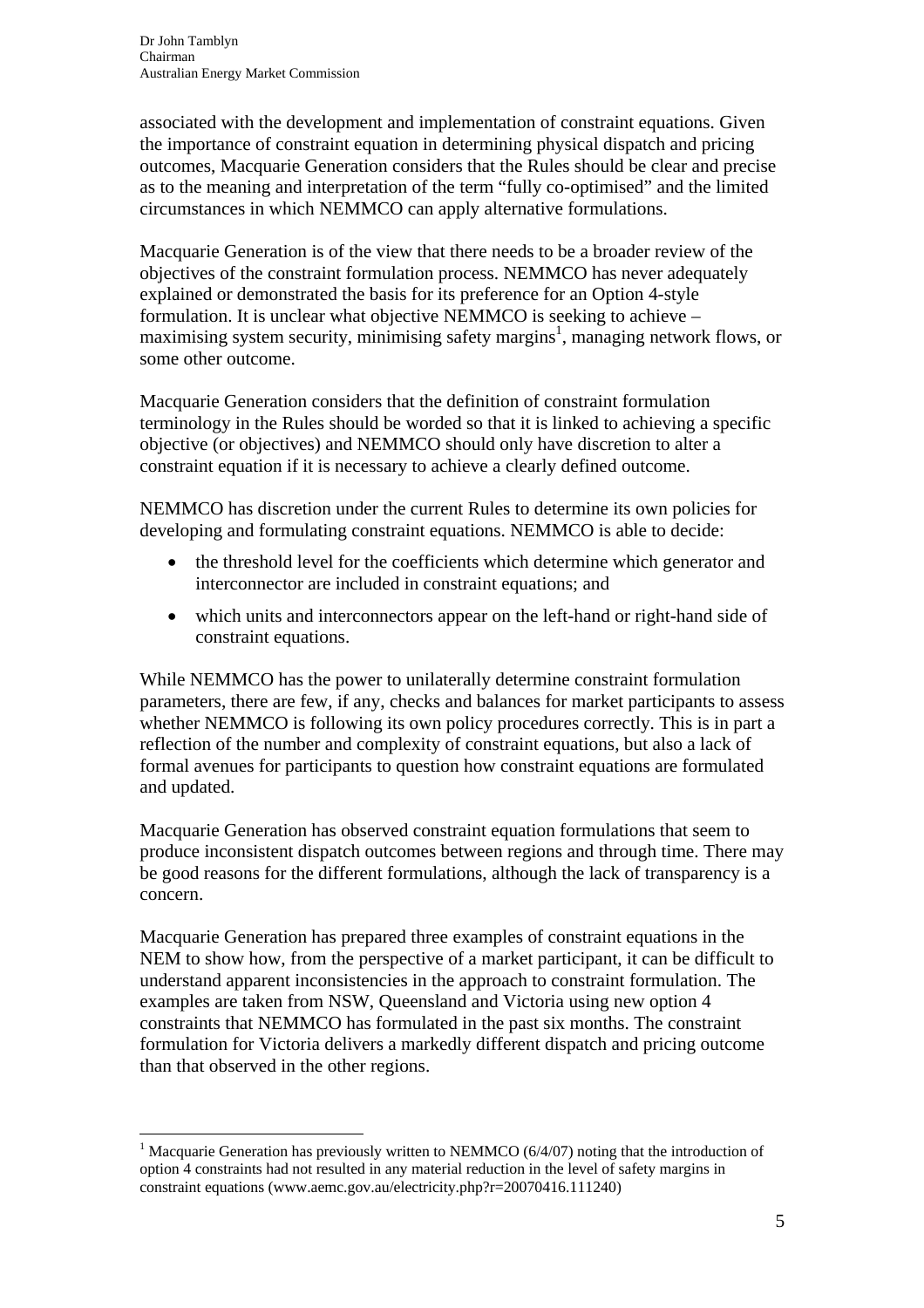associated with the development and implementation of constraint equations. Given the importance of constraint equation in determining physical dispatch and pricing outcomes, Macquarie Generation considers that the Rules should be clear and precise as to the meaning and interpretation of the term "fully co-optimised" and the limited circumstances in which NEMMCO can apply alternative formulations.

Macquarie Generation is of the view that there needs to be a broader review of the objectives of the constraint formulation process. NEMMCO has never adequately explained or demonstrated the basis for its preference for an Option 4-style formulation. It is unclear what objective NEMMCO is seeking to achieve – maximising system security, minimising safety margins[1], managing network flows, or some other outcome.

Macquarie Generation considers that the definition of constraint formulation terminology in the Rules should be worded so that it is linked to achieving a specific objective (or objectives) and NEMMCO should only have discretion to alter a constraint equation if it is necessary to achieve a clearly defined outcome.

NEMMCO has discretion under the current Rules to determine its own policies for developing and formulating constraint equations. NEMMCO is able to decide:

- the threshold level for the coefficients which determine which generator and interconnector are included in constraint equations; and
- which units and interconnectors appear on the left-hand or right-hand side of constraint equations.

While NEMMCO has the power to unilaterally determine constraint formulation parameters, there are few, if any, checks and balances for market participants to assess whether NEMMCO is following its own policy procedures correctly. This is in part a reflection of the number and complexity of constraint equations, but also a lack of formal avenues for participants to question how constraint equations are formulated and updated.

Macquarie Generation has observed constraint equation formulations that seem to produce inconsistent dispatch outcomes between regions and through time. There may be good reasons for the different formulations, although the lack of transparency is a concern.

Macquarie Generation has prepared three examples of constraint equations in the NEM to show how, from the perspective of a market participant, it can be difficult to understand apparent inconsistencies in the approach to constraint formulation. The examples are taken from NSW, Queensland and Victoria using new option 4 constraints that NEMMCO has formulated in the past six months. The constraint formulation for Victoria delivers a markedly different dispatch and pricing outcome than that observed in the other regions.

[1] Macquarie Generation has previously written to NEMMCO (6/4/07) noting that the introduction of option 4 constraints had not resulted in any material reduction in the level of safety margins in constraint equations (www.aemc.gov.au/electricity.php?r=20070416.111240)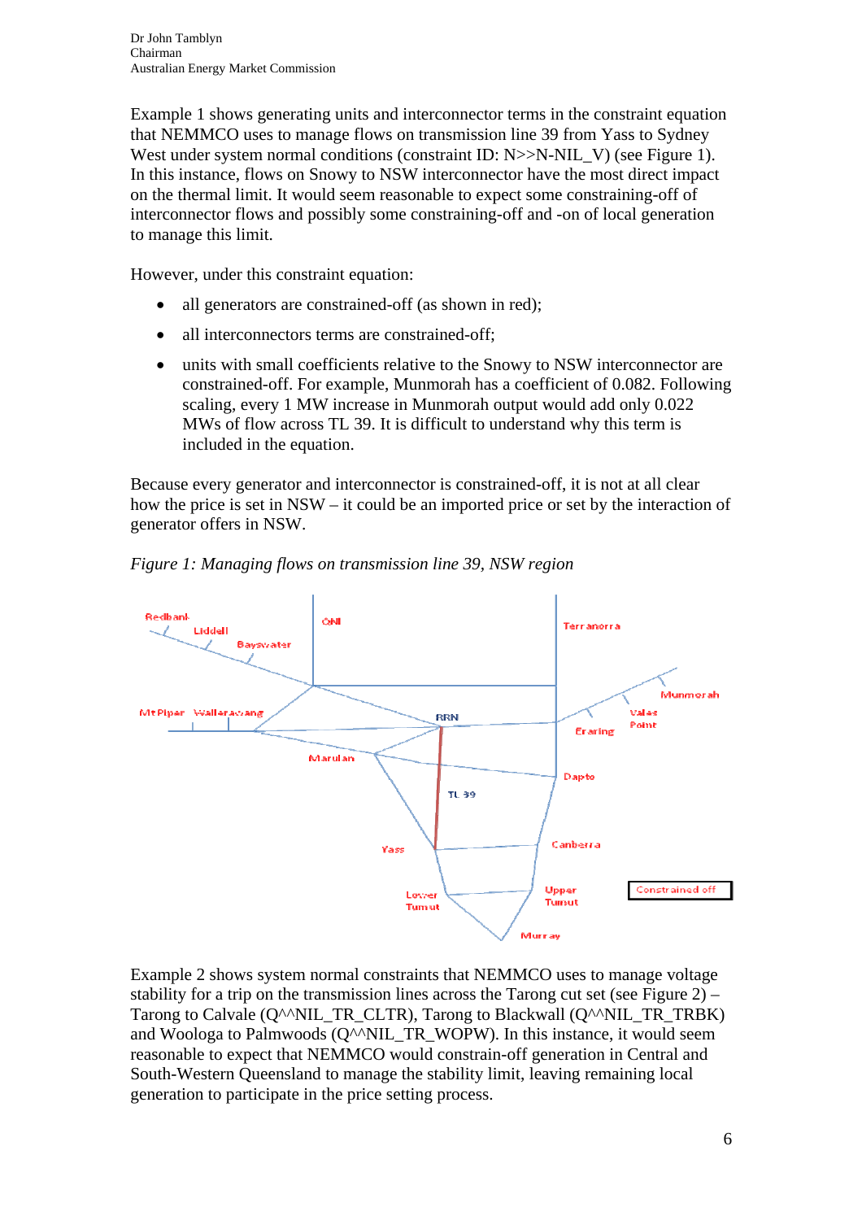Dr John Tamblyn
Chairman
Australian Energy Market Commission

Example 1 shows generating units and interconnector terms in the constraint equation that NEMMCO uses to manage flows on transmission line 39 from Yass to Sydney West under system normal conditions (constraint ID: N>>N-NIL_V) (see Figure 1). In this instance, flows on Snowy to NSW interconnector have the most direct impact on the thermal limit. It would seem reasonable to expect some constraining-off of interconnector flows and possibly some constraining-off and -on of local generation to manage this limit.

However, under this constraint equation:

- all generators are constrained-off (as shown in red);
- all interconnectors terms are constrained-off;
- units with small coefficients relative to the Snowy to NSW interconnector are constrained-off. For example, Munmorah has a coefficient of 0.082. Following scaling, every 1 MW increase in Munmorah output would add only 0.022 MWs of flow across TL 39. It is difficult to understand why this term is included in the equation.

Because every generator and interconnector is constrained-off, it is not at all clear how the price is set in NSW – it could be an imported price or set by the interaction of generator offers in NSW.

*Figure 1: Managing flows on transmission line 39, NSW region*

Example 2 shows system normal constraints that NEMMCO uses to manage voltage stability for a trip on the transmission lines across the Tarong cut set (see Figure 2) – Tarong to Calvale (Q^^NIL_TR_CLTR), Tarong to Blackwall (Q^^NIL_TR_TRBK) and Woologa to Palmwoods (Q^^NIL_TR_WOPW). In this instance, it would seem reasonable to expect that NEMMCO would constrain-off generation in Central and South-Western Queensland to manage the stability limit, leaving remaining local generation to participate in the price setting process.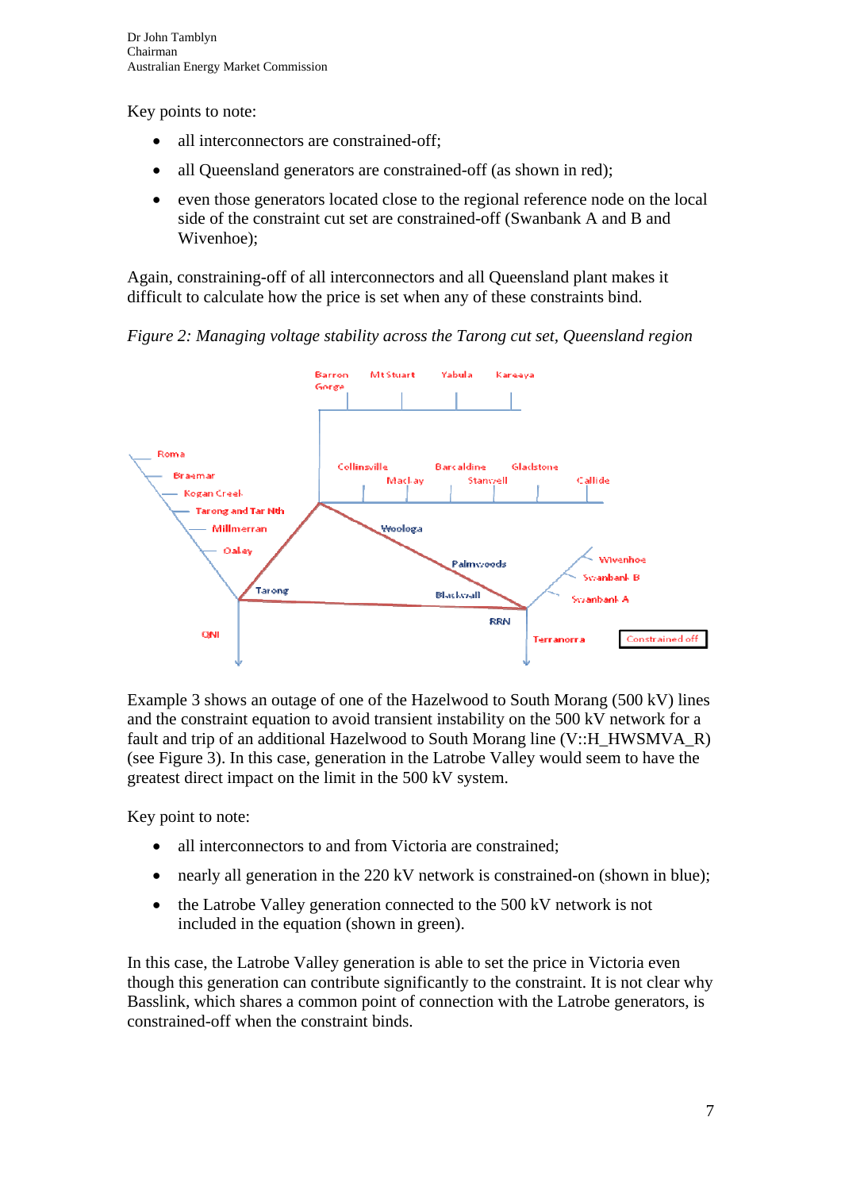Key points to note:

- all interconnectors are constrained-off;
- all Queensland generators are constrained-off (as shown in red);
- even those generators located close to the regional reference node on the local side of the constraint cut set are constrained-off (Swanbank A and B and Wivenhoe);

Again, constraining-off of all interconnectors and all Queensland plant makes it difficult to calculate how the price is set when any of these constraints bind.

*Figure 2: Managing voltage stability across the Tarong cut set, Queensland region*

Example 3 shows an outage of one of the Hazelwood to South Morang (500 kV) lines and the constraint equation to avoid transient instability on the 500 kV network for a fault and trip of an additional Hazelwood to South Morang line (V::H_HWSMVA_R) (see Figure 3). In this case, generation in the Latrobe Valley would seem to have the greatest direct impact on the limit in the 500 kV system.

Key point to note:

- all interconnectors to and from Victoria are constrained;
- nearly all generation in the 220 kV network is constrained-on (shown in blue);
- the Latrobe Valley generation connected to the 500 kV network is not included in the equation (shown in green).

In this case, the Latrobe Valley generation is able to set the price in Victoria even though this generation can contribute significantly to the constraint. It is not clear why Basslink, which shares a common point of connection with the Latrobe generators, is constrained-off when the constraint binds.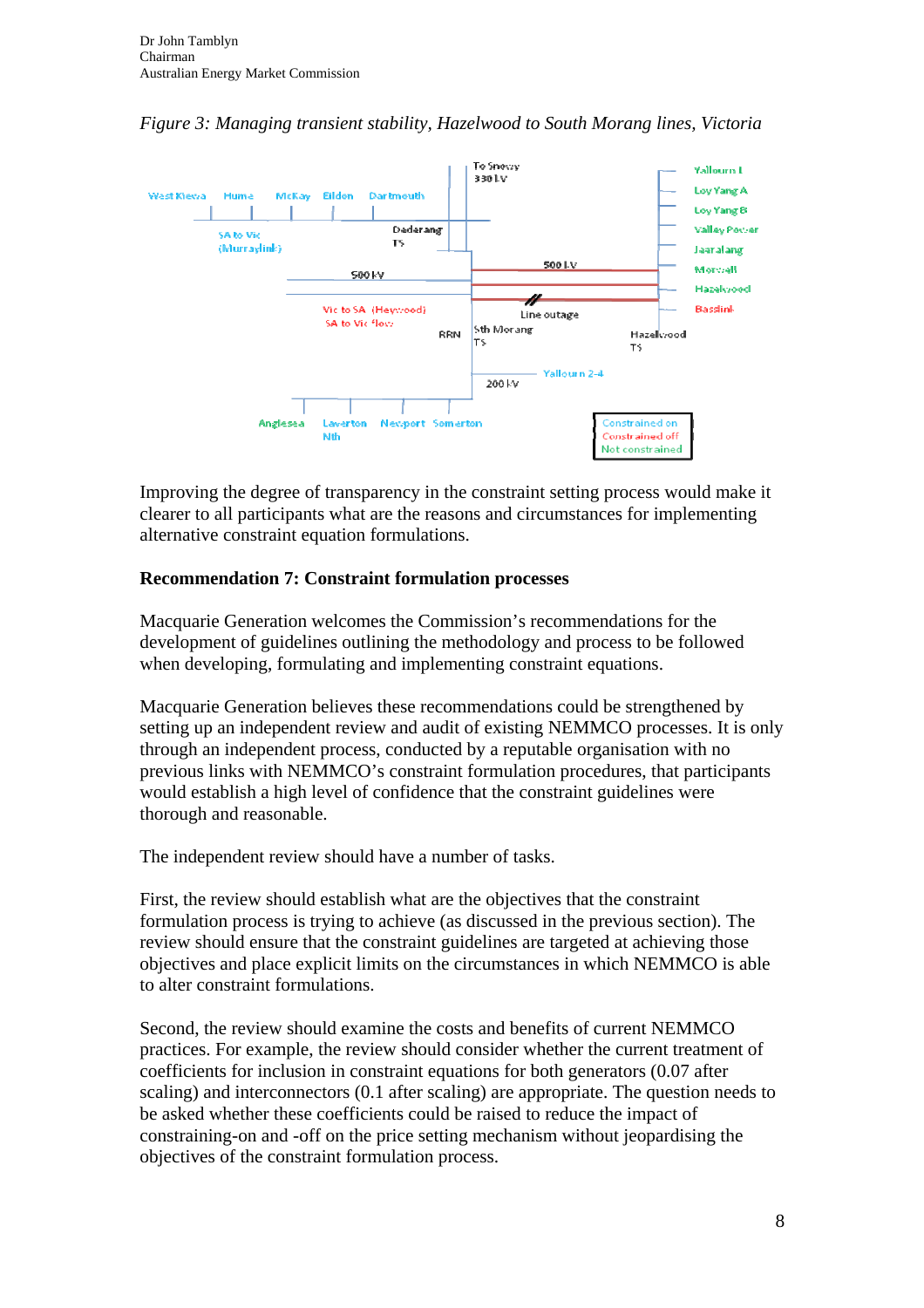*Figure 3: Managing transient stability, Hazelwood to South Morang lines, Victoria*

Improving the degree of transparency in the constraint setting process would make it clearer to all participants what are the reasons and circumstances for implementing alternative constraint equation formulations.

**Recommendation 7: Constraint formulation processes**

Macquarie Generation welcomes the Commission's recommendations for the development of guidelines outlining the methodology and process to be followed when developing, formulating and implementing constraint equations.

Macquarie Generation believes these recommendations could be strengthened by setting up an independent review and audit of existing NEMMCO processes. It is only through an independent process, conducted by a reputable organisation with no previous links with NEMMCO's constraint formulation procedures, that participants would establish a high level of confidence that the constraint guidelines were thorough and reasonable.

The independent review should have a number of tasks.

First, the review should establish what are the objectives that the constraint formulation process is trying to achieve (as discussed in the previous section). The review should ensure that the constraint guidelines are targeted at achieving those objectives and place explicit limits on the circumstances in which NEMMCO is able to alter constraint formulations.

Second, the review should examine the costs and benefits of current NEMMCO practices. For example, the review should consider whether the current treatment of coefficients for inclusion in constraint equations for both generators (0.07 after scaling) and interconnectors (0.1 after scaling) are appropriate. The question needs to be asked whether these coefficients could be raised to reduce the impact of constraining-on and -off on the price setting mechanism without jeopardising the objectives of the constraint formulation process.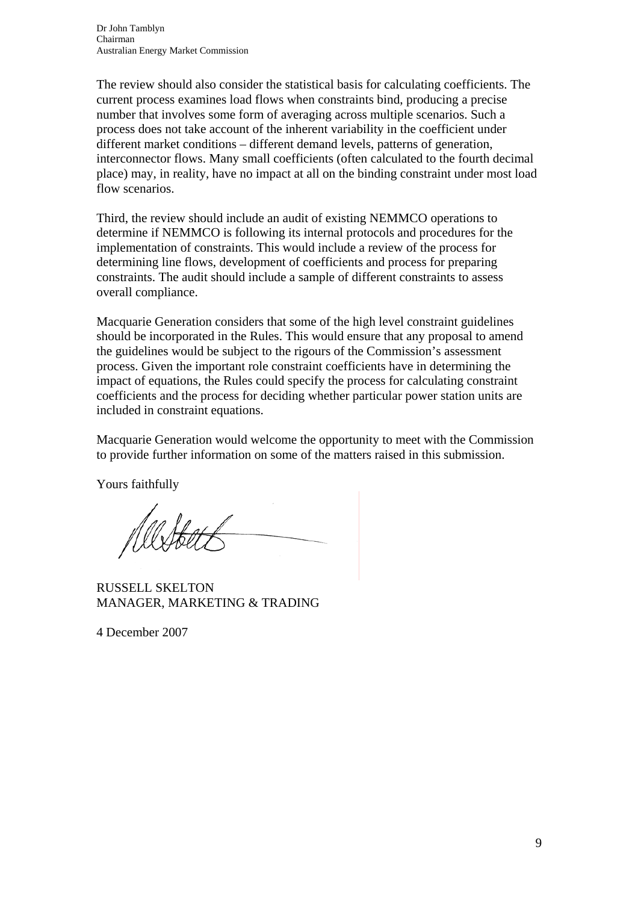The review should also consider the statistical basis for calculating coefficients. The current process examines load flows when constraints bind, producing a precise number that involves some form of averaging across multiple scenarios. Such a process does not take account of the inherent variability in the coefficient under different market conditions – different demand levels, patterns of generation, interconnector flows. Many small coefficients (often calculated to the fourth decimal place) may, in reality, have no impact at all on the binding constraint under most load flow scenarios.

Third, the review should include an audit of existing NEMMCO operations to determine if NEMMCO is following its internal protocols and procedures for the implementation of constraints. This would include a review of the process for determining line flows, development of coefficients and process for preparing constraints. The audit should include a sample of different constraints to assess overall compliance.

Macquarie Generation considers that some of the high level constraint guidelines should be incorporated in the Rules. This would ensure that any proposal to amend the guidelines would be subject to the rigours of the Commission's assessment process. Given the important role constraint coefficients have in determining the impact of equations, the Rules could specify the process for calculating constraint coefficients and the process for deciding whether particular power station units are included in constraint equations.

Macquarie Generation would welcome the opportunity to meet with the Commission to provide further information on some of the matters raised in this submission.

Yours faithfully

RUSSELL SKELTON
MANAGER, MARKETING & TRADING

4 December 2007